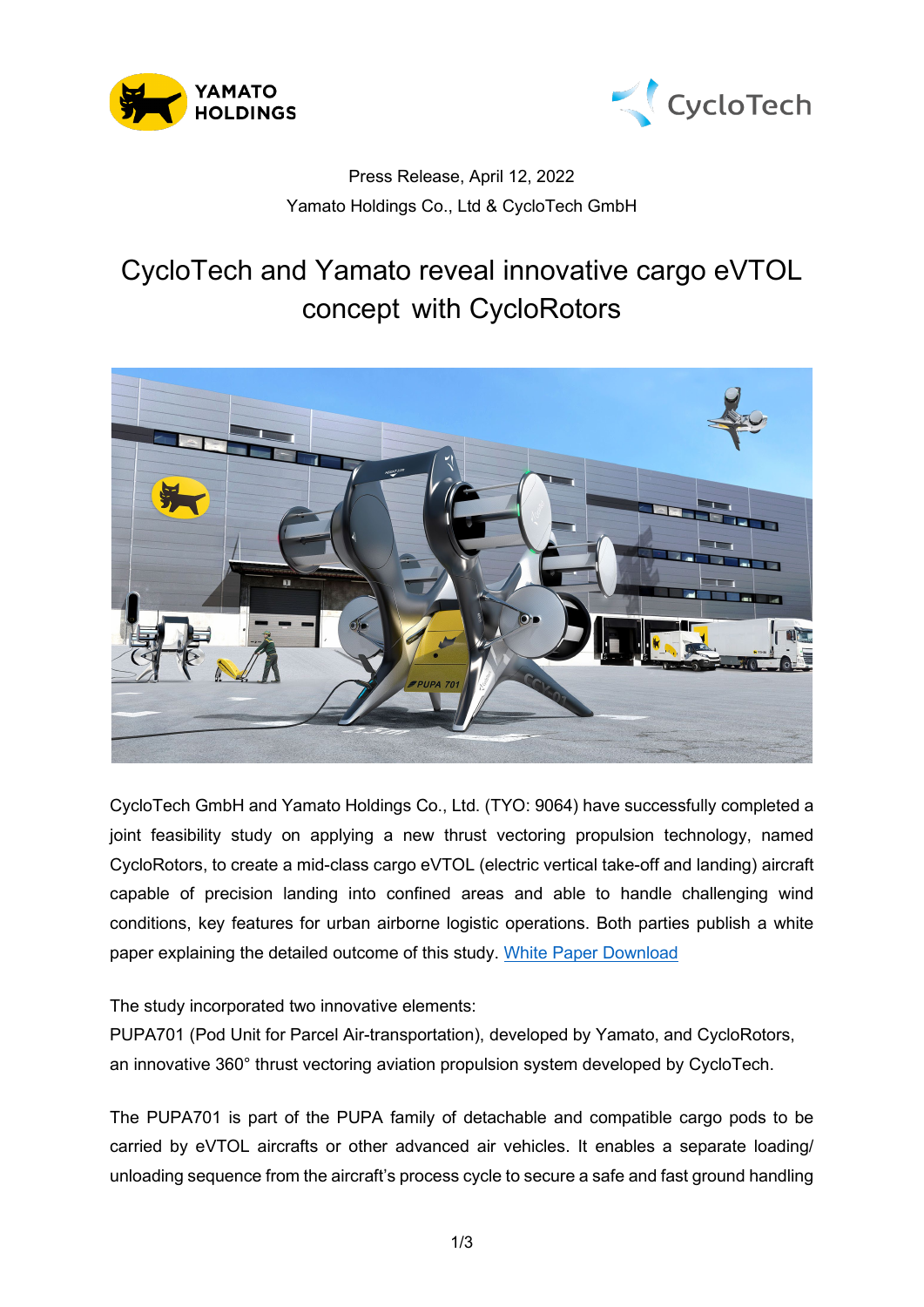Press Release, April 12, 2022

Yamato Holdings Co., Ltd & CycloTech GmbH

# CycloTech and Yamato reveal innovative cargo eVTOL concept with CycloRotors

CycloTech GmbH and Yamato Holdings Co., Ltd. (TYO: 9064) have successfully completed a joint feasibility study on applying a new thrust vectoring propulsion technology, named CycloRotors, to create a mid-class cargo eVTOL (electric vertical take-off and landing) aircraft capable of precision landing into confined areas and able to handle challenging wind conditions, key features for urban airborne logistic operations. Both parties publish a white paper explaining the detailed outcome of this study. [White Paper Download]

The study incorporated two innovative elements:
PUPA701 (Pod Unit for Parcel Air-transportation), developed by Yamato, and CycloRotors, an innovative 360° thrust vectoring aviation propulsion system developed by CycloTech.

The PUPA701 is part of the PUPA family of detachable and compatible cargo pods to be carried by eVTOL aircrafts or other advanced air vehicles. It enables a separate loading/ unloading sequence from the aircraft's process cycle to secure a safe and fast ground handling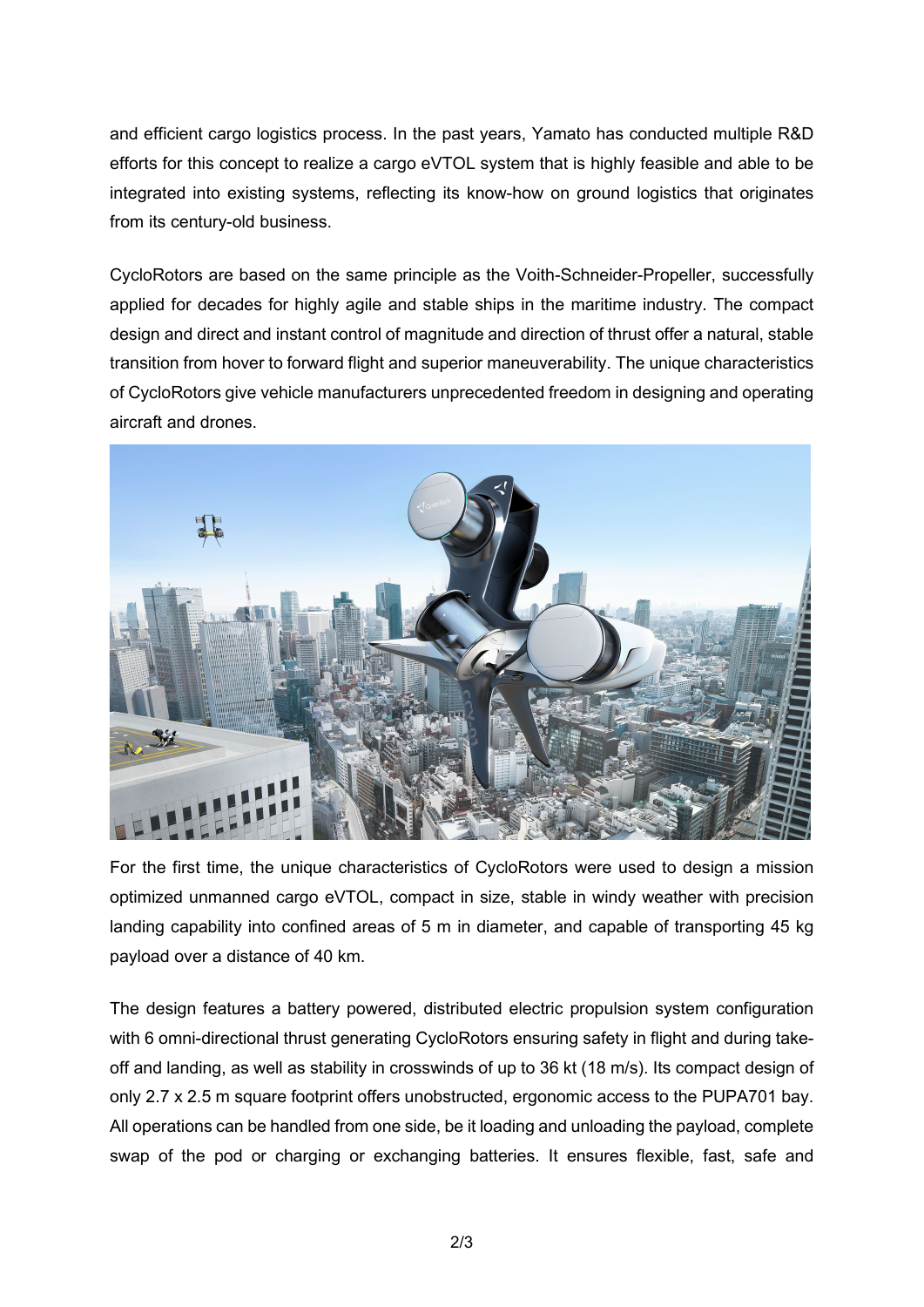and efficient cargo logistics process. In the past years, Yamato has conducted multiple R&D efforts for this concept to realize a cargo eVTOL system that is highly feasible and able to be integrated into existing systems, reflecting its know-how on ground logistics that originates from its century-old business.

CycloRotors are based on the same principle as the Voith-Schneider-Propeller, successfully applied for decades for highly agile and stable ships in the maritime industry. The compact design and direct and instant control of magnitude and direction of thrust offer a natural, stable transition from hover to forward flight and superior maneuverability. The unique characteristics of CycloRotors give vehicle manufacturers unprecedented freedom in designing and operating aircraft and drones.

For the first time, the unique characteristics of CycloRotors were used to design a mission optimized unmanned cargo eVTOL, compact in size, stable in windy weather with precision landing capability into confined areas of 5 m in diameter, and capable of transporting 45 kg payload over a distance of 40 km.

The design features a battery powered, distributed electric propulsion system configuration with 6 omni-directional thrust generating CycloRotors ensuring safety in flight and during take-off and landing, as well as stability in crosswinds of up to 36 kt (18 m/s). Its compact design of only 2.7 x 2.5 m square footprint offers unobstructed, ergonomic access to the PUPA701 bay. All operations can be handled from one side, be it loading and unloading the payload, complete swap of the pod or charging or exchanging batteries. It ensures flexible, fast, safe and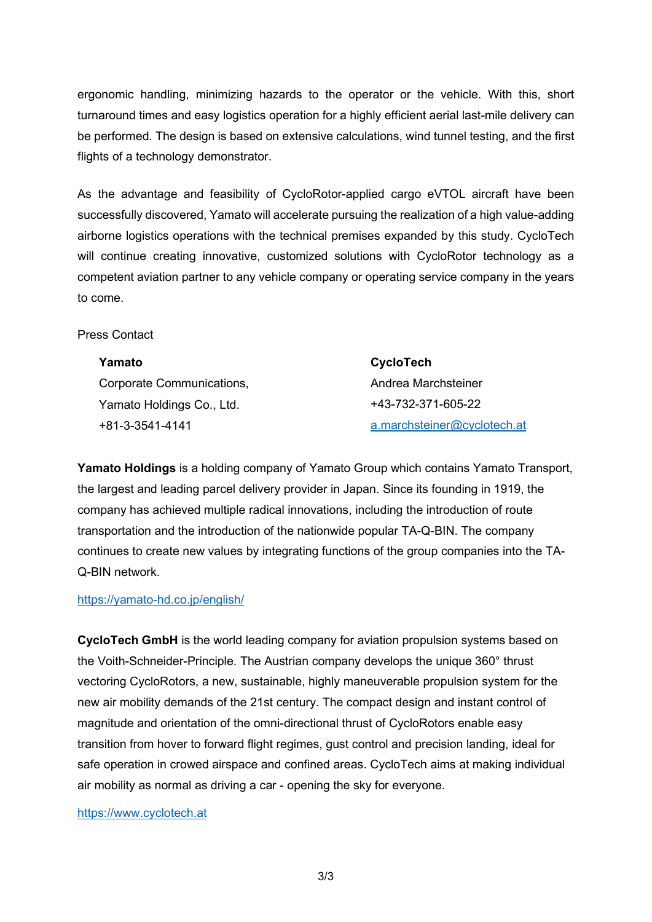ergonomic handling, minimizing hazards to the operator or the vehicle. With this, short turnaround times and easy logistics operation for a highly efficient aerial last-mile delivery can be performed. The design is based on extensive calculations, wind tunnel testing, and the first flights of a technology demonstrator.

As the advantage and feasibility of CycloRotor-applied cargo eVTOL aircraft have been successfully discovered, Yamato will accelerate pursuing the realization of a high value-adding airborne logistics operations with the technical premises expanded by this study. CycloTech will continue creating innovative, customized solutions with CycloRotor technology as a competent aviation partner to any vehicle company or operating service company in the years to come.

Press Contact

| | |
|---|---|
| **Yamato** | **CycloTech** |
| Corporate Communications, | Andrea Marchsteiner |
| Yamato Holdings Co., Ltd. | +43-732-371-605-22 |
| +81-3-3541-4141 | a.marchsteiner@cyclotech.at |

**Yamato Holdings** is a holding company of Yamato Group which contains Yamato Transport, the largest and leading parcel delivery provider in Japan. Since its founding in 1919, the company has achieved multiple radical innovations, including the introduction of route transportation and the introduction of the nationwide popular TA-Q-BIN. The company continues to create new values by integrating functions of the group companies into the TA-Q-BIN network.

https://yamato-hd.co.jp/english/

**CycloTech GmbH** is the world leading company for aviation propulsion systems based on the Voith-Schneider-Principle. The Austrian company develops the unique 360° thrust vectoring CycloRotors, a new, sustainable, highly maneuverable propulsion system for the new air mobility demands of the 21st century. The compact design and instant control of magnitude and orientation of the omni-directional thrust of CycloRotors enable easy transition from hover to forward flight regimes, gust control and precision landing, ideal for safe operation in crowed airspace and confined areas. CycloTech aims at making individual air mobility as normal as driving a car - opening the sky for everyone.

https://www.cyclotech.at